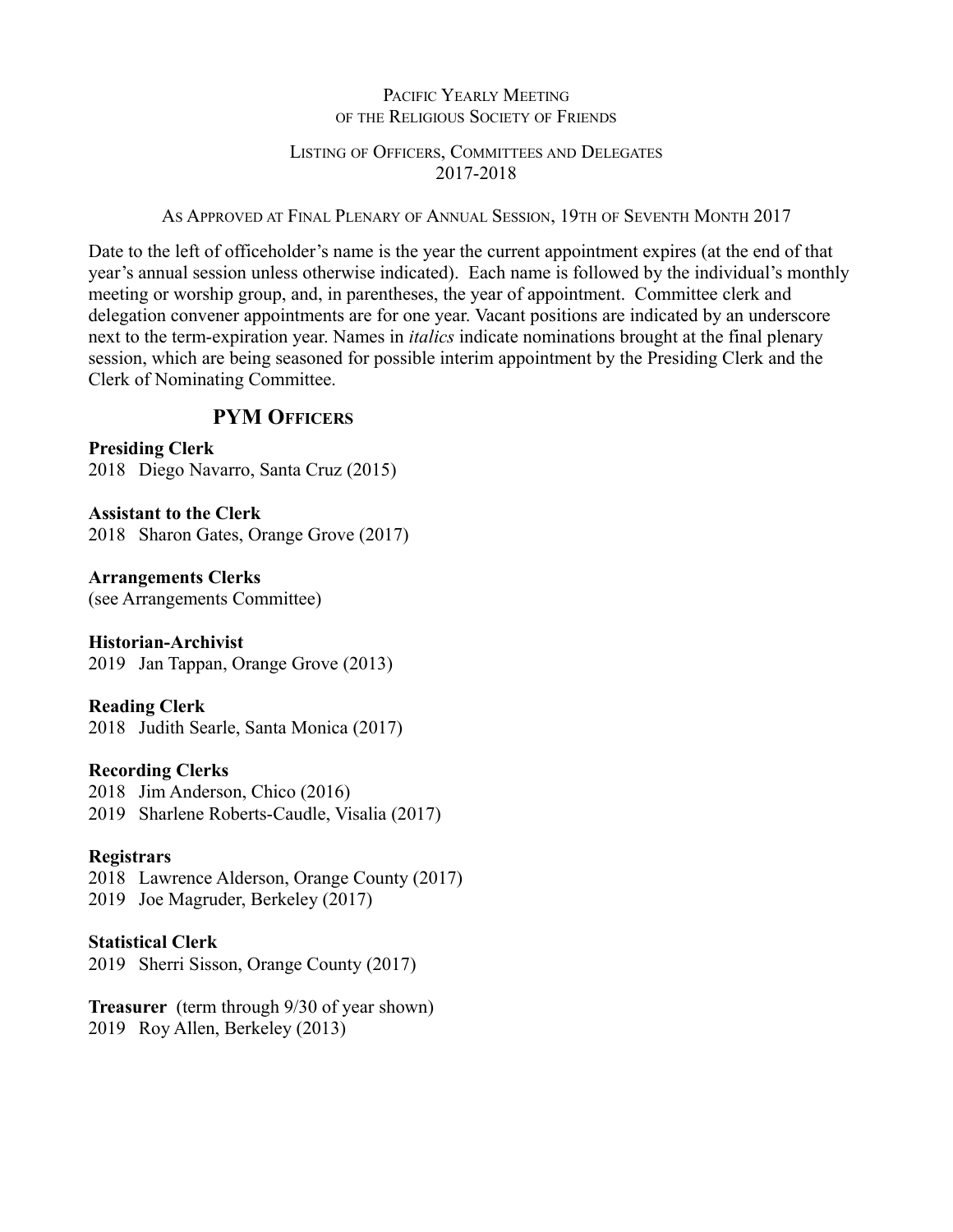# Pacific Yearly Meeting of the Religious Society of Friends

## Listing of Officers, Committees and Delegates 2017-2018

As Approved at Final Plenary of Annual Session, 19th of Seventh Month 2017

Date to the left of officeholder's name is the year the current appointment expires (at the end of that year's annual session unless otherwise indicated). Each name is followed by the individual's monthly meeting or worship group, and, in parentheses, the year of appointment. Committee clerk and delegation convener appointments are for one year. Vacant positions are indicated by an underscore next to the term-expiration year. Names in *italics* indicate nominations brought at the final plenary session, which are being seasoned for possible interim appointment by the Presiding Clerk and the Clerk of Nominating Committee.

## PYM Officers

**Presiding Clerk**
2018 Diego Navarro, Santa Cruz (2015)

**Assistant to the Clerk**
2018 Sharon Gates, Orange Grove (2017)

**Arrangements Clerks**
(see Arrangements Committee)

**Historian-Archivist**
2019 Jan Tappan, Orange Grove (2013)

**Reading Clerk**
2018 Judith Searle, Santa Monica (2017)

**Recording Clerks**
2018 Jim Anderson, Chico (2016)
2019 Sharlene Roberts-Caudle, Visalia (2017)

**Registrars**
2018 Lawrence Alderson, Orange County (2017)
2019 Joe Magruder, Berkeley (2017)

**Statistical Clerk**
2019 Sherri Sisson, Orange County (2017)

**Treasurer** (term through 9/30 of year shown)
2019 Roy Allen, Berkeley (2013)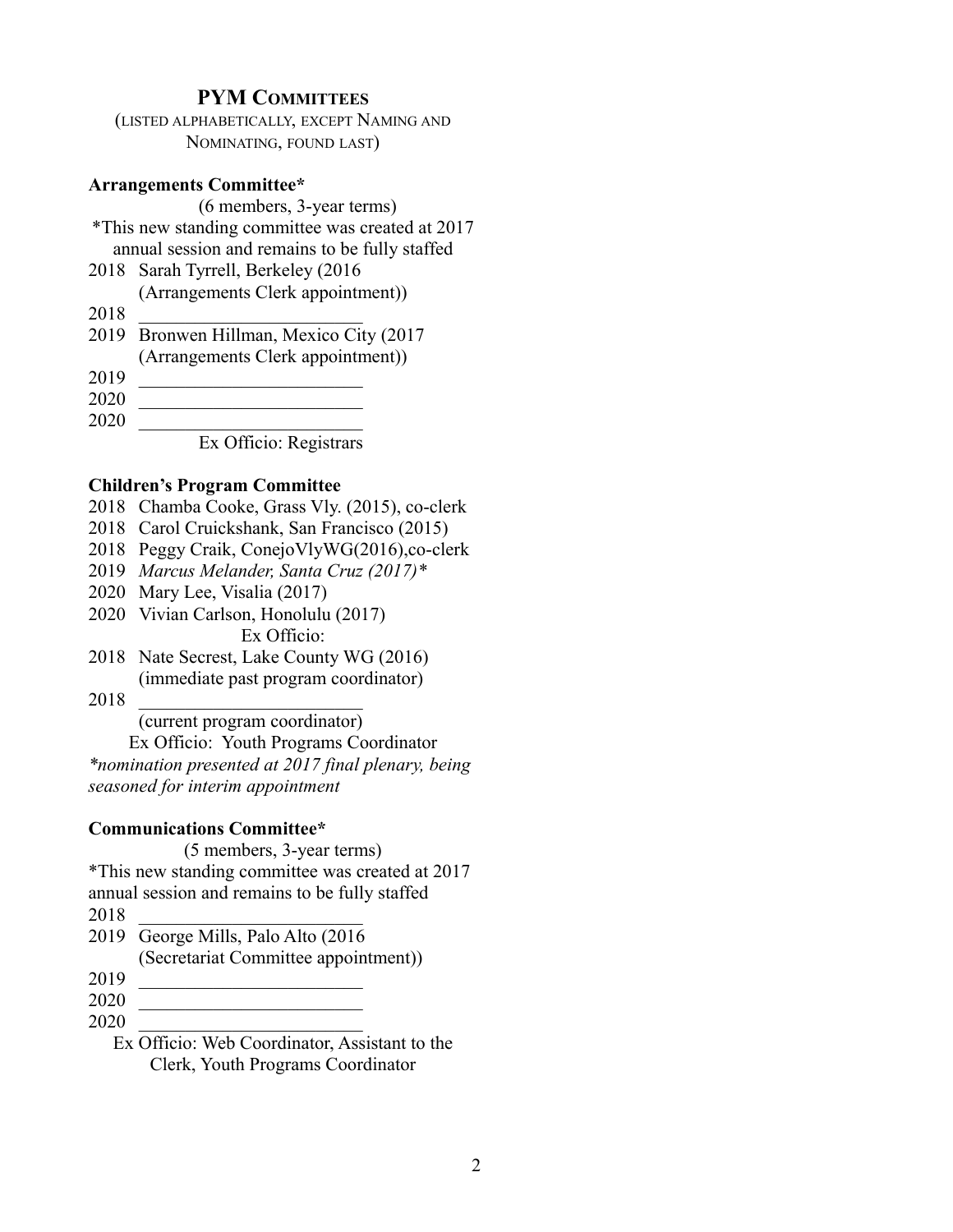## PYM COMMITTEES

(LISTED ALPHABETICALLY, EXCEPT NAMING AND NOMINATING, FOUND LAST)

### Arrangements Committee*

(6 members, 3-year terms)

*This new standing committee was created at 2017 annual session and remains to be fully staffed

2018 Sarah Tyrrell, Berkeley (2016 (Arrangements Clerk appointment))
2018 ________________________
2019 Bronwen Hillman, Mexico City (2017 (Arrangements Clerk appointment))
2019 ________________________
2020 ________________________
2020 ________________________

Ex Officio: Registrars

### Children's Program Committee

2018 Chamba Cooke, Grass Vly. (2015), co-clerk
2018 Carol Cruickshank, San Francisco (2015)
2018 Peggy Craik, ConejoVlyWG(2016),co-clerk
2019 *Marcus Melander, Santa Cruz (2017)**
2020 Mary Lee, Visalia (2017)
2020 Vivian Carlson, Honolulu (2017)

Ex Officio:

2018 Nate Secrest, Lake County WG (2016) (immediate past program coordinator)
2018 ________________________ (current program coordinator)

Ex Officio: Youth Programs Coordinator

**nomination presented at 2017 final plenary, being seasoned for interim appointment*

### Communications Committee*

(5 members, 3-year terms)

*This new standing committee was created at 2017 annual session and remains to be fully staffed

2018 ________________________
2019 George Mills, Palo Alto (2016 (Secretariat Committee appointment))
2019 ________________________
2020 ________________________
2020 ________________________

Ex Officio: Web Coordinator, Assistant to the Clerk, Youth Programs Coordinator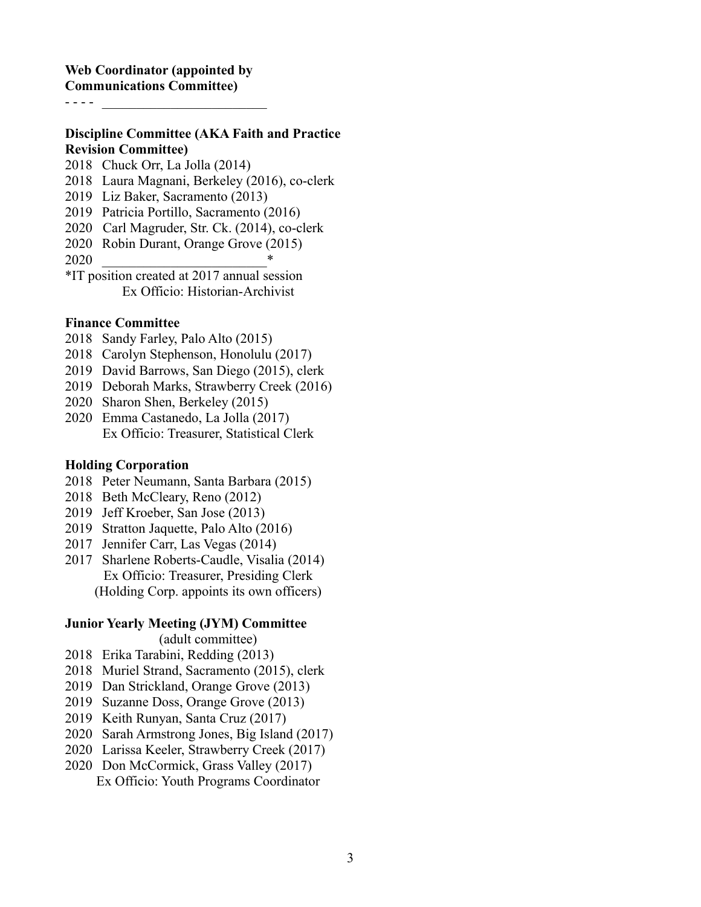**Web Coordinator (appointed by Communications Committee)**

- - - - ________________________

**Discipline Committee (AKA Faith and Practice Revision Committee)**

2018 Chuck Orr, La Jolla (2014)
2018 Laura Magnani, Berkeley (2016), co-clerk
2019 Liz Baker, Sacramento (2013)
2019 Patricia Portillo, Sacramento (2016)
2020 Carl Magruder, Str. Ck. (2014), co-clerk
2020 Robin Durant, Orange Grove (2015)
2020 ________________________*
*IT position created at 2017 annual session
Ex Officio: Historian-Archivist

**Finance Committee**

2018 Sandy Farley, Palo Alto (2015)
2018 Carolyn Stephenson, Honolulu (2017)
2019 David Barrows, San Diego (2015), clerk
2019 Deborah Marks, Strawberry Creek (2016)
2020 Sharon Shen, Berkeley (2015)
2020 Emma Castanedo, La Jolla (2017)
Ex Officio: Treasurer, Statistical Clerk

**Holding Corporation**

2018 Peter Neumann, Santa Barbara (2015)
2018 Beth McCleary, Reno (2012)
2019 Jeff Kroeber, San Jose (2013)
2019 Stratton Jaquette, Palo Alto (2016)
2017 Jennifer Carr, Las Vegas (2014)
2017 Sharlene Roberts-Caudle, Visalia (2014)
Ex Officio: Treasurer, Presiding Clerk
(Holding Corp. appoints its own officers)

**Junior Yearly Meeting (JYM) Committee**
(adult committee)

2018 Erika Tarabini, Redding (2013)
2018 Muriel Strand, Sacramento (2015), clerk
2019 Dan Strickland, Orange Grove (2013)
2019 Suzanne Doss, Orange Grove (2013)
2019 Keith Runyan, Santa Cruz (2017)
2020 Sarah Armstrong Jones, Big Island (2017)
2020 Larissa Keeler, Strawberry Creek (2017)
2020 Don McCormick, Grass Valley (2017)
Ex Officio: Youth Programs Coordinator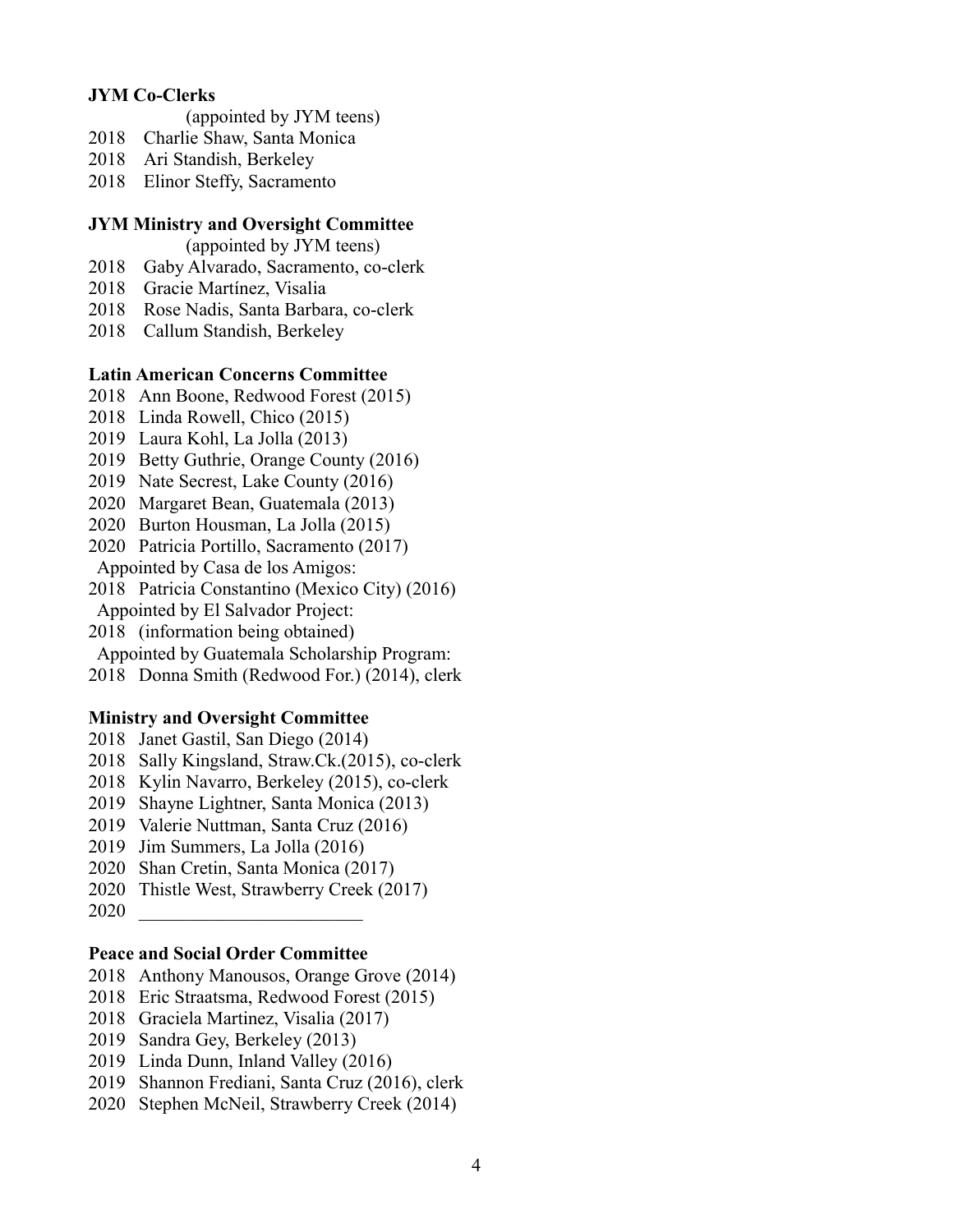**JYM Co-Clerks**

(appointed by JYM teens)

2018 Charlie Shaw, Santa Monica
2018 Ari Standish, Berkeley
2018 Elinor Steffy, Sacramento

**JYM Ministry and Oversight Committee**

(appointed by JYM teens)

2018 Gaby Alvarado, Sacramento, co-clerk
2018 Gracie Martínez, Visalia
2018 Rose Nadis, Santa Barbara, co-clerk
2018 Callum Standish, Berkeley

**Latin American Concerns Committee**

2018 Ann Boone, Redwood Forest (2015)
2018 Linda Rowell, Chico (2015)
2019 Laura Kohl, La Jolla (2013)
2019 Betty Guthrie, Orange County (2016)
2019 Nate Secrest, Lake County (2016)
2020 Margaret Bean, Guatemala (2013)
2020 Burton Housman, La Jolla (2015)
2020 Patricia Portillo, Sacramento (2017)
Appointed by Casa de los Amigos:
2018 Patricia Constantino (Mexico City) (2016)
Appointed by El Salvador Project:
2018 (information being obtained)
Appointed by Guatemala Scholarship Program:
2018 Donna Smith (Redwood For.) (2014), clerk

**Ministry and Oversight Committee**

2018 Janet Gastil, San Diego (2014)
2018 Sally Kingsland, Straw.Ck.(2015), co-clerk
2018 Kylin Navarro, Berkeley (2015), co-clerk
2019 Shayne Lightner, Santa Monica (2013)
2019 Valerie Nuttman, Santa Cruz (2016)
2019 Jim Summers, La Jolla (2016)
2020 Shan Cretin, Santa Monica (2017)
2020 Thistle West, Strawberry Creek (2017)
2020 ________________________

**Peace and Social Order Committee**

2018 Anthony Manousos, Orange Grove (2014)
2018 Eric Straatsma, Redwood Forest (2015)
2018 Graciela Martinez, Visalia (2017)
2019 Sandra Gey, Berkeley (2013)
2019 Linda Dunn, Inland Valley (2016)
2019 Shannon Frediani, Santa Cruz (2016), clerk
2020 Stephen McNeil, Strawberry Creek (2014)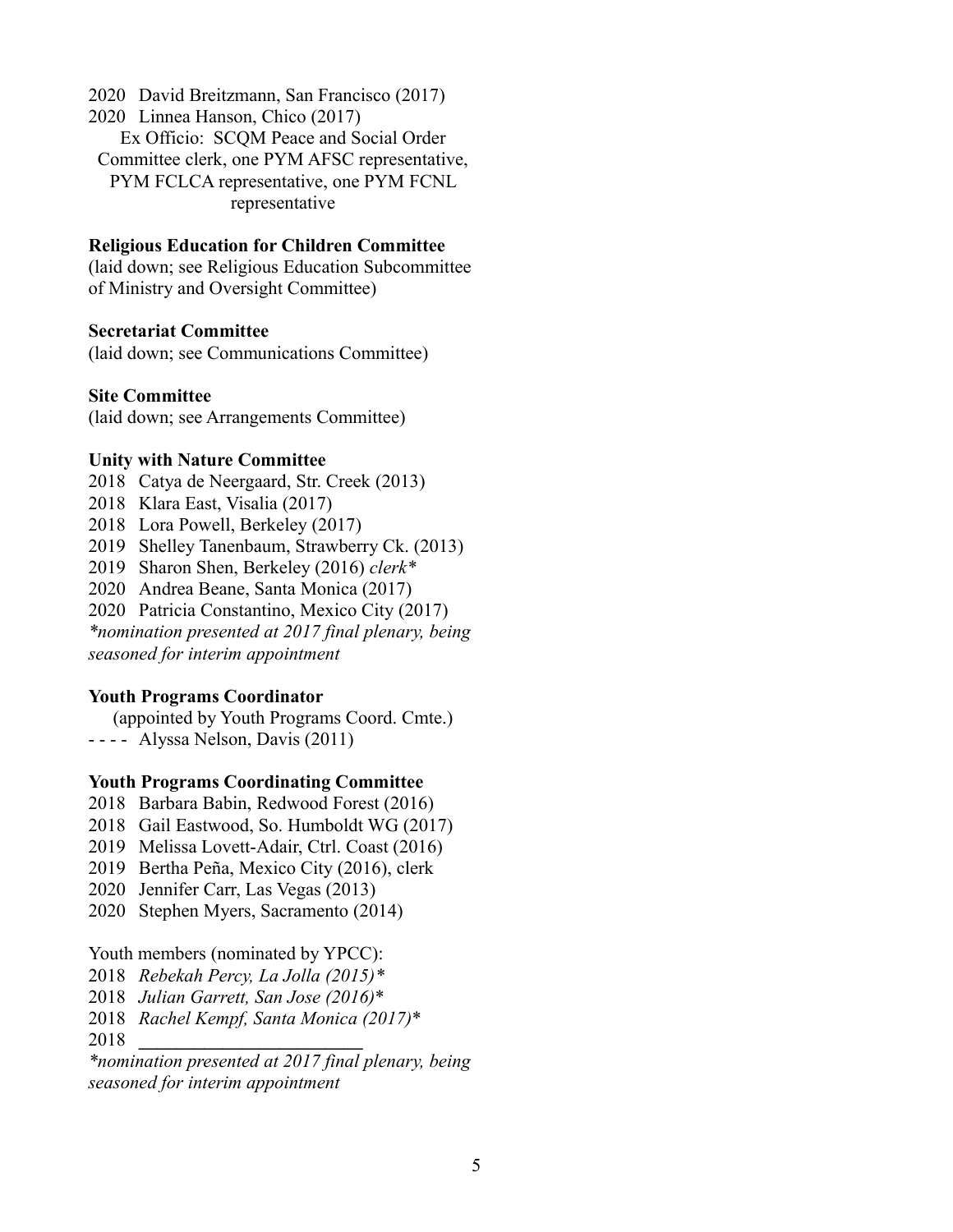2020 David Breitzmann, San Francisco (2017)
2020 Linnea Hanson, Chico (2017)
Ex Officio: SCQM Peace and Social Order Committee clerk, one PYM AFSC representative, PYM FCLCA representative, one PYM FCNL representative

**Religious Education for Children Committee**
(laid down; see Religious Education Subcommittee of Ministry and Oversight Committee)

**Secretariat Committee**
(laid down; see Communications Committee)

**Site Committee**
(laid down; see Arrangements Committee)

**Unity with Nature Committee**
2018 Catya de Neergaard, Str. Creek (2013)
2018 Klara East, Visalia (2017)
2018 Lora Powell, Berkeley (2017)
2019 Shelley Tanenbaum, Strawberry Ck. (2013)
2019 Sharon Shen, Berkeley (2016) *clerk**
2020 Andrea Beane, Santa Monica (2017)
2020 Patricia Constantino, Mexico City (2017)
*\*nomination presented at 2017 final plenary, being seasoned for interim appointment*

**Youth Programs Coordinator**
(appointed by Youth Programs Coord. Cmte.)
- - - - Alyssa Nelson, Davis (2011)

**Youth Programs Coordinating Committee**
2018 Barbara Babin, Redwood Forest (2016)
2018 Gail Eastwood, So. Humboldt WG (2017)
2019 Melissa Lovett-Adair, Ctrl. Coast (2016)
2019 Bertha Peña, Mexico City (2016), clerk
2020 Jennifer Carr, Las Vegas (2013)
2020 Stephen Myers, Sacramento (2014)

Youth members (nominated by YPCC):
2018 *Rebekah Percy, La Jolla (2015)**
2018 *Julian Garrett, San Jose (2016)**
2018 *Rachel Kempf, Santa Monica (2017)**
2018 ________________________
*\*nomination presented at 2017 final plenary, being seasoned for interim appointment*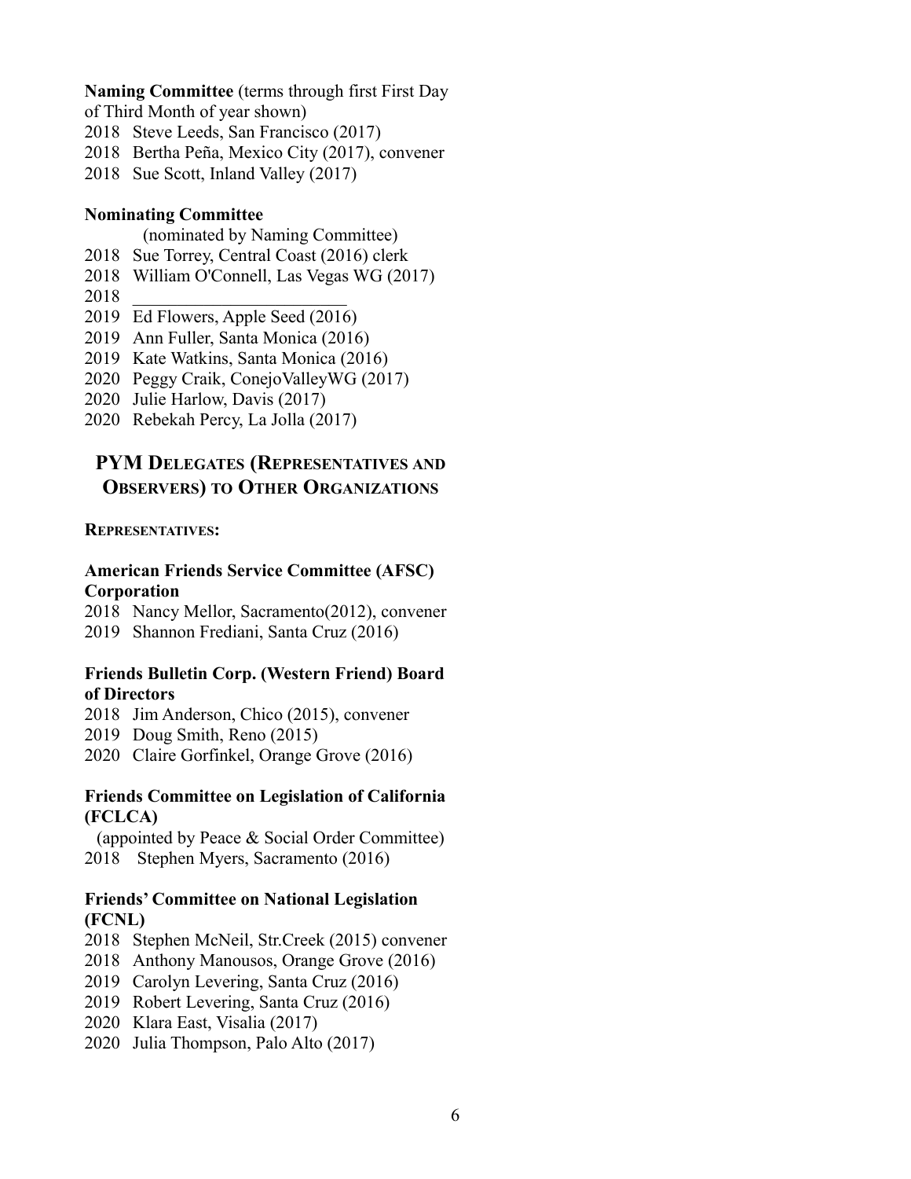**Naming Committee** (terms through first First Day of Third Month of year shown)

2018 Steve Leeds, San Francisco (2017)
2018 Bertha Peña, Mexico City (2017), convener
2018 Sue Scott, Inland Valley (2017)

**Nominating Committee**

(nominated by Naming Committee)

2018 Sue Torrey, Central Coast (2016) clerk
2018 William O'Connell, Las Vegas WG (2017)
2018 ________________________
2019 Ed Flowers, Apple Seed (2016)
2019 Ann Fuller, Santa Monica (2016)
2019 Kate Watkins, Santa Monica (2016)
2020 Peggy Craik, ConejoValleyWG (2017)
2020 Julie Harlow, Davis (2017)
2020 Rebekah Percy, La Jolla (2017)

## PYM Delegates (Representatives and Observers) to Other Organizations

**Representatives:**

**American Friends Service Committee (AFSC) Corporation**

2018 Nancy Mellor, Sacramento(2012), convener
2019 Shannon Frediani, Santa Cruz (2016)

**Friends Bulletin Corp. (Western Friend) Board of Directors**

2018 Jim Anderson, Chico (2015), convener
2019 Doug Smith, Reno (2015)
2020 Claire Gorfinkel, Orange Grove (2016)

**Friends Committee on Legislation of California (FCLCA)**

(appointed by Peace & Social Order Committee)

2018 Stephen Myers, Sacramento (2016)

**Friends' Committee on National Legislation (FCNL)**

2018 Stephen McNeil, Str.Creek (2015) convener
2018 Anthony Manousos, Orange Grove (2016)
2019 Carolyn Levering, Santa Cruz (2016)
2019 Robert Levering, Santa Cruz (2016)
2020 Klara East, Visalia (2017)
2020 Julia Thompson, Palo Alto (2017)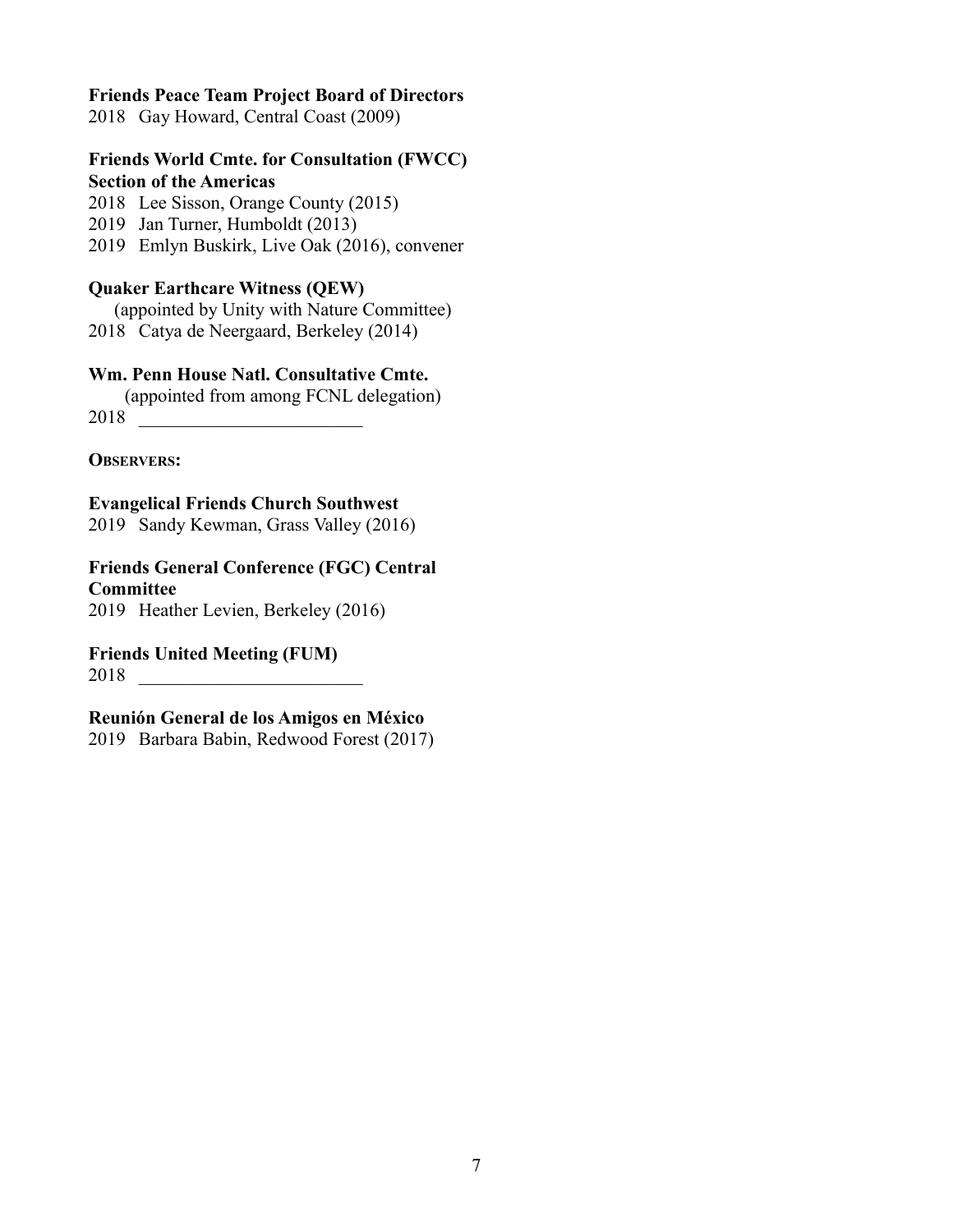**Friends Peace Team Project Board of Directors**
2018 Gay Howard, Central Coast (2009)

**Friends World Cmte. for Consultation (FWCC) Section of the Americas**
2018 Lee Sisson, Orange County (2015)
2019 Jan Turner, Humboldt (2013)
2019 Emlyn Buskirk, Live Oak (2016), convener

**Quaker Earthcare Witness (QEW)**
(appointed by Unity with Nature Committee)
2018 Catya de Neergaard, Berkeley (2014)

**Wm. Penn House Natl. Consultative Cmte.**
(appointed from among FCNL delegation)
2018 ________________________

**OBSERVERS:**

**Evangelical Friends Church Southwest**
2019 Sandy Kewman, Grass Valley (2016)

**Friends General Conference (FGC) Central Committee**
2019 Heather Levien, Berkeley (2016)

**Friends United Meeting (FUM)**
2018 ________________________

**Reunión General de los Amigos en México**
2019 Barbara Babin, Redwood Forest (2017)